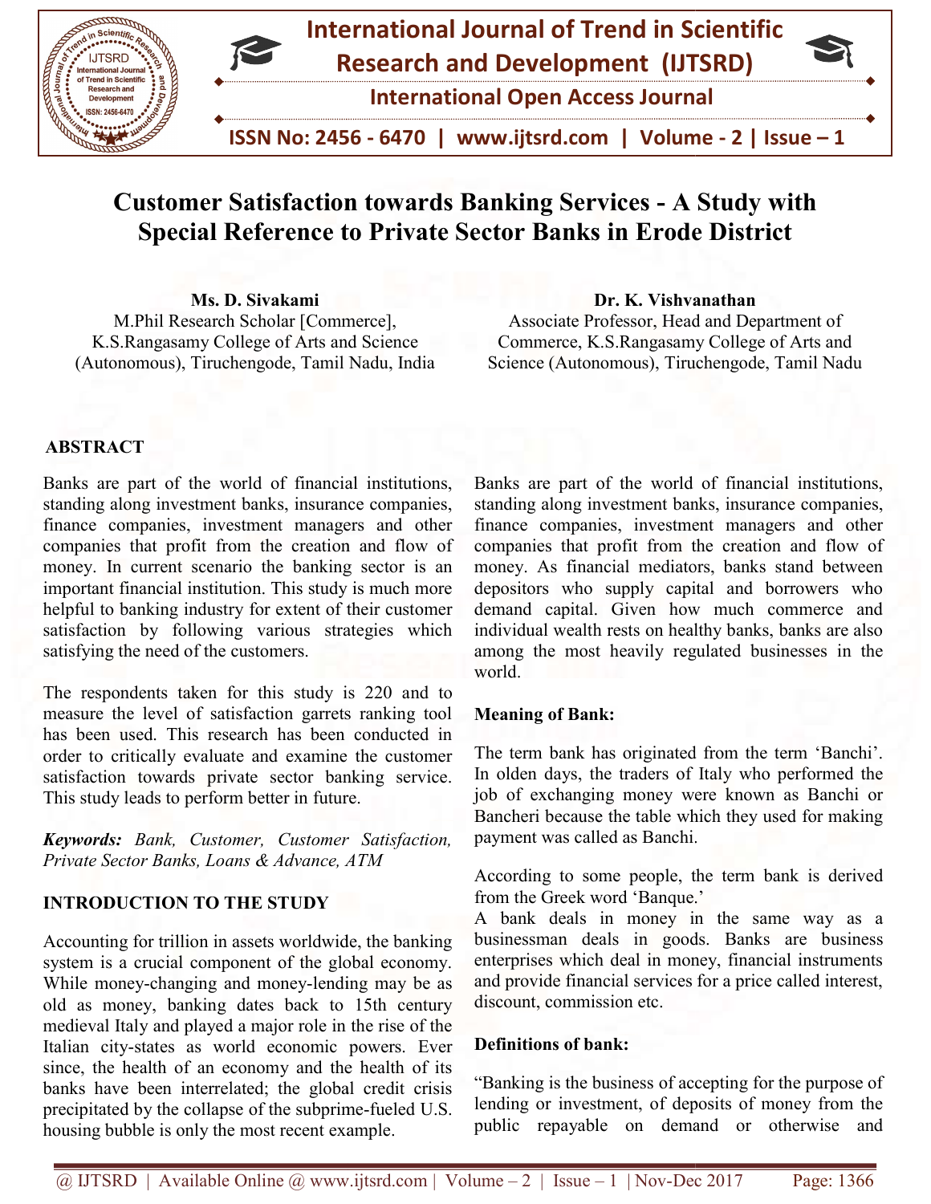# Customer Satisfaction towards Banking Services - A Study with Special Reference to Private Sector Banks in Erode District

**Ms. D. Sivakami**
M.Phil Research Scholar [Commerce], K.S.Rangasamy College of Arts and Science (Autonomous), Tiruchengode, Tamil Nadu, India

**Dr. K. Vishvanathan**
Associate Professor, Head and Department of Commerce, K.S.Rangasamy College of Arts and Science (Autonomous), Tiruchengode, Tamil Nadu

## ABSTRACT

Banks are part of the world of financial institutions, standing along investment banks, insurance companies, finance companies, investment managers and other companies that profit from the creation and flow of money. In current scenario the banking sector is an important financial institution. This study is much more helpful to banking industry for extent of their customer satisfaction by following various strategies which satisfying the need of the customers.

The respondents taken for this study is 220 and to measure the level of satisfaction garrets ranking tool has been used. This research has been conducted in order to critically evaluate and examine the customer satisfaction towards private sector banking service. This study leads to perform better in future.

***Keywords:*** *Bank, Customer, Customer Satisfaction, Private Sector Banks, Loans & Advance, ATM*

## INTRODUCTION TO THE STUDY

Accounting for trillion in assets worldwide, the banking system is a crucial component of the global economy. While money-changing and money-lending may be as old as money, banking dates back to 15th century medieval Italy and played a major role in the rise of the Italian city-states as world economic powers. Ever since, the health of an economy and the health of its banks have been interrelated; the global credit crisis precipitated by the collapse of the subprime-fueled U.S. housing bubble is only the most recent example.

Banks are part of the world of financial institutions, standing along investment banks, insurance companies, finance companies, investment managers and other companies that profit from the creation and flow of money. As financial mediators, banks stand between depositors who supply capital and borrowers who demand capital. Given how much commerce and individual wealth rests on healthy banks, banks are also among the most heavily regulated businesses in the world.

### Meaning of Bank:

The term bank has originated from the term 'Banchi'. In olden days, the traders of Italy who performed the job of exchanging money were known as Banchi or Bancheri because the table which they used for making payment was called as Banchi.

According to some people, the term bank is derived from the Greek word 'Banque.'

A bank deals in money in the same way as a businessman deals in goods. Banks are business enterprises which deal in money, financial instruments and provide financial services for a price called interest, discount, commission etc.

### Definitions of bank:

"Banking is the business of accepting for the purpose of lending or investment, of deposits of money from the public repayable on demand or otherwise and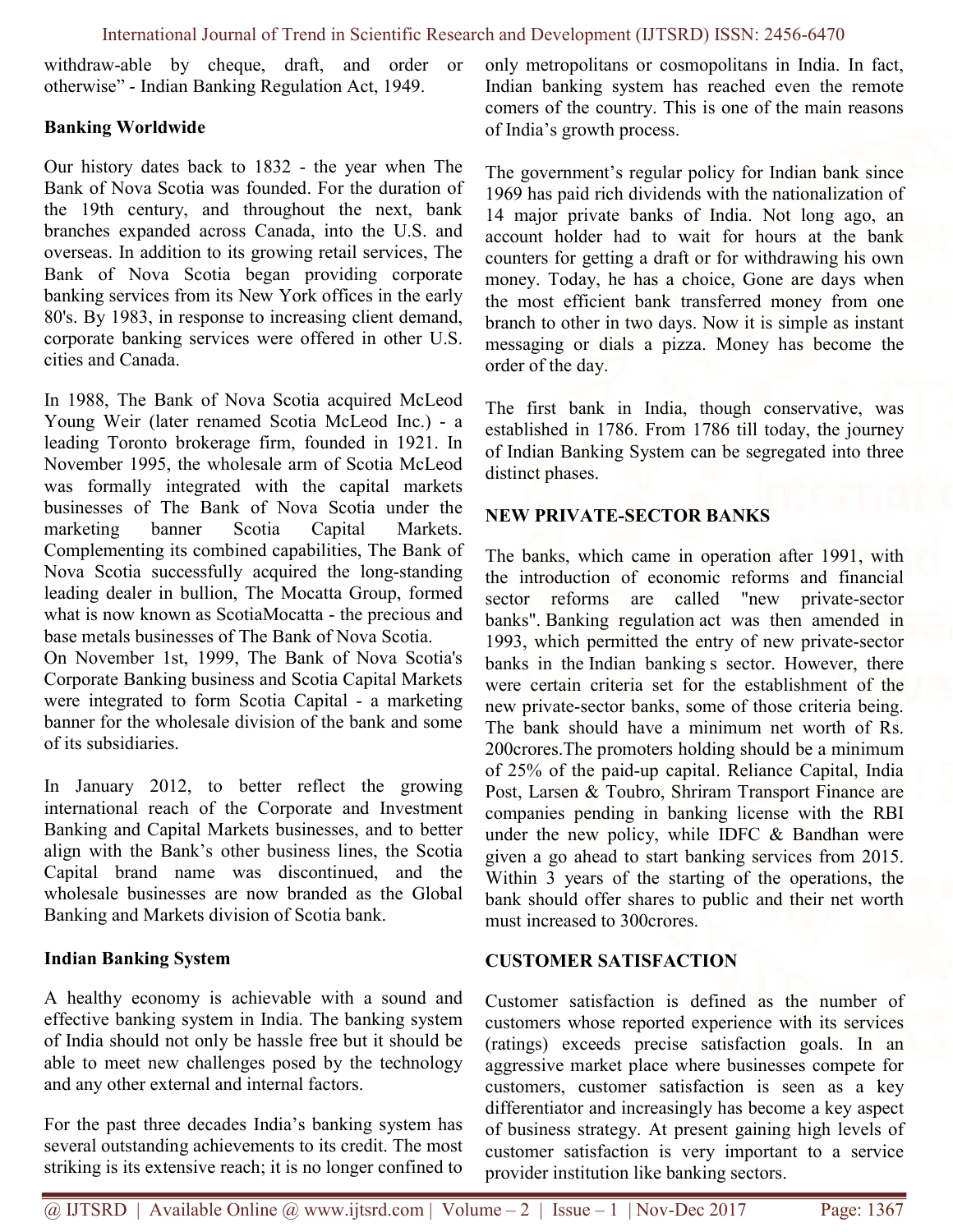withdraw-able by cheque, draft, and order or otherwise" - Indian Banking Regulation Act, 1949.

**Banking Worldwide**

Our history dates back to 1832 - the year when The Bank of Nova Scotia was founded. For the duration of the 19th century, and throughout the next, bank branches expanded across Canada, into the U.S. and overseas. In addition to its growing retail services, The Bank of Nova Scotia began providing corporate banking services from its New York offices in the early 80's. By 1983, in response to increasing client demand, corporate banking services were offered in other U.S. cities and Canada.

In 1988, The Bank of Nova Scotia acquired McLeod Young Weir (later renamed Scotia McLeod Inc.) - a leading Toronto brokerage firm, founded in 1921. In November 1995, the wholesale arm of Scotia McLeod was formally integrated with the capital markets businesses of The Bank of Nova Scotia under the marketing banner Scotia Capital Markets. Complementing its combined capabilities, The Bank of Nova Scotia successfully acquired the long-standing leading dealer in bullion, The Mocatta Group, formed what is now known as ScotiaMocatta - the precious and base metals businesses of The Bank of Nova Scotia.

On November 1st, 1999, The Bank of Nova Scotia's Corporate Banking business and Scotia Capital Markets were integrated to form Scotia Capital - a marketing banner for the wholesale division of the bank and some of its subsidiaries.

In January 2012, to better reflect the growing international reach of the Corporate and Investment Banking and Capital Markets businesses, and to better align with the Bank's other business lines, the Scotia Capital brand name was discontinued, and the wholesale businesses are now branded as the Global Banking and Markets division of Scotia bank.

**Indian Banking System**

A healthy economy is achievable with a sound and effective banking system in India. The banking system of India should not only be hassle free but it should be able to meet new challenges posed by the technology and any other external and internal factors.

For the past three decades India's banking system has several outstanding achievements to its credit. The most striking is its extensive reach; it is no longer confined to only metropolitans or cosmopolitans in India. In fact, Indian banking system has reached even the remote comers of the country. This is one of the main reasons of India's growth process.

The government's regular policy for Indian bank since 1969 has paid rich dividends with the nationalization of 14 major private banks of India. Not long ago, an account holder had to wait for hours at the bank counters for getting a draft or for withdrawing his own money. Today, he has a choice, Gone are days when the most efficient bank transferred money from one branch to other in two days. Now it is simple as instant messaging or dials a pizza. Money has become the order of the day.

The first bank in India, though conservative, was established in 1786. From 1786 till today, the journey of Indian Banking System can be segregated into three distinct phases.

**NEW PRIVATE-SECTOR BANKS**

The banks, which came in operation after 1991, with the introduction of economic reforms and financial sector reforms are called "new private-sector banks". Banking regulation act was then amended in 1993, which permitted the entry of new private-sector banks in the Indian banking s sector. However, there were certain criteria set for the establishment of the new private-sector banks, some of those criteria being. The bank should have a minimum net worth of Rs. 200crores.The promoters holding should be a minimum of 25% of the paid-up capital. Reliance Capital, India Post, Larsen & Toubro, Shriram Transport Finance are companies pending in banking license with the RBI under the new policy, while IDFC & Bandhan were given a go ahead to start banking services from 2015. Within 3 years of the starting of the operations, the bank should offer shares to public and their net worth must increased to 300crores.

**CUSTOMER SATISFACTION**

Customer satisfaction is defined as the number of customers whose reported experience with its services (ratings) exceeds precise satisfaction goals. In an aggressive market place where businesses compete for customers, customer satisfaction is seen as a key differentiator and increasingly has become a key aspect of business strategy. At present gaining high levels of customer satisfaction is very important to a service provider institution like banking sectors.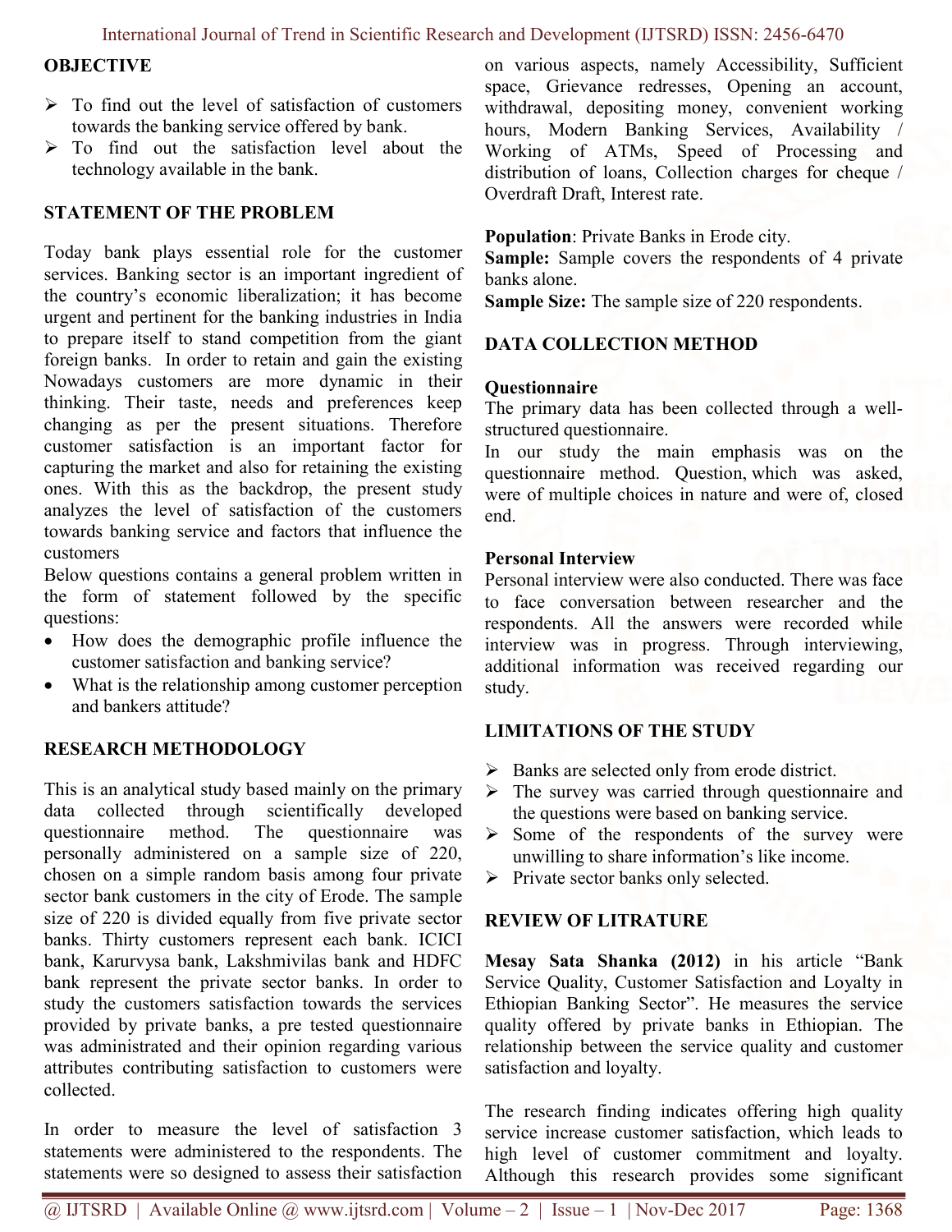## OBJECTIVE

- To find out the level of satisfaction of customers towards the banking service offered by bank.
- To find out the satisfaction level about the technology available in the bank.

## STATEMENT OF THE PROBLEM

Today bank plays essential role for the customer services. Banking sector is an important ingredient of the country's economic liberalization; it has become urgent and pertinent for the banking industries in India to prepare itself to stand competition from the giant foreign banks. In order to retain and gain the existing Nowadays customers are more dynamic in their thinking. Their taste, needs and preferences keep changing as per the present situations. Therefore customer satisfaction is an important factor for capturing the market and also for retaining the existing ones. With this as the backdrop, the present study analyzes the level of satisfaction of the customers towards banking service and factors that influence the customers

Below questions contains a general problem written in the form of statement followed by the specific questions:

- How does the demographic profile influence the customer satisfaction and banking service?
- What is the relationship among customer perception and bankers attitude?

## RESEARCH METHODOLOGY

This is an analytical study based mainly on the primary data collected through scientifically developed questionnaire method. The questionnaire was personally administered on a sample size of 220, chosen on a simple random basis among four private sector bank customers in the city of Erode. The sample size of 220 is divided equally from five private sector banks. Thirty customers represent each bank. ICICI bank, Karurvysa bank, Lakshmivilas bank and HDFC bank represent the private sector banks. In order to study the customers satisfaction towards the services provided by private banks, a pre tested questionnaire was administrated and their opinion regarding various attributes contributing satisfaction to customers were collected.

In order to measure the level of satisfaction 3 statements were administered to the respondents. The statements were so designed to assess their satisfaction on various aspects, namely Accessibility, Sufficient space, Grievance redresses, Opening an account, withdrawal, depositing money, convenient working hours, Modern Banking Services, Availability / Working of ATMs, Speed of Processing and distribution of loans, Collection charges for cheque / Overdraft Draft, Interest rate.

**Population**: Private Banks in Erode city.
**Sample:** Sample covers the respondents of 4 private banks alone.
**Sample Size:** The sample size of 220 respondents.

## DATA COLLECTION METHOD

### Questionnaire

The primary data has been collected through a well-structured questionnaire.

In our study the main emphasis was on the questionnaire method. Question, which was asked, were of multiple choices in nature and were of, closed end.

### Personal Interview

Personal interview were also conducted. There was face to face conversation between researcher and the respondents. All the answers were recorded while interview was in progress. Through interviewing, additional information was received regarding our study.

## LIMITATIONS OF THE STUDY

- Banks are selected only from erode district.
- The survey was carried through questionnaire and the questions were based on banking service.
- Some of the respondents of the survey were unwilling to share information's like income.
- Private sector banks only selected.

## REVIEW OF LITRATURE

**Mesay Sata Shanka (2012)** in his article "Bank Service Quality, Customer Satisfaction and Loyalty in Ethiopian Banking Sector". He measures the service quality offered by private banks in Ethiopian. The relationship between the service quality and customer satisfaction and loyalty.

The research finding indicates offering high quality service increase customer satisfaction, which leads to high level of customer commitment and loyalty. Although this research provides some significant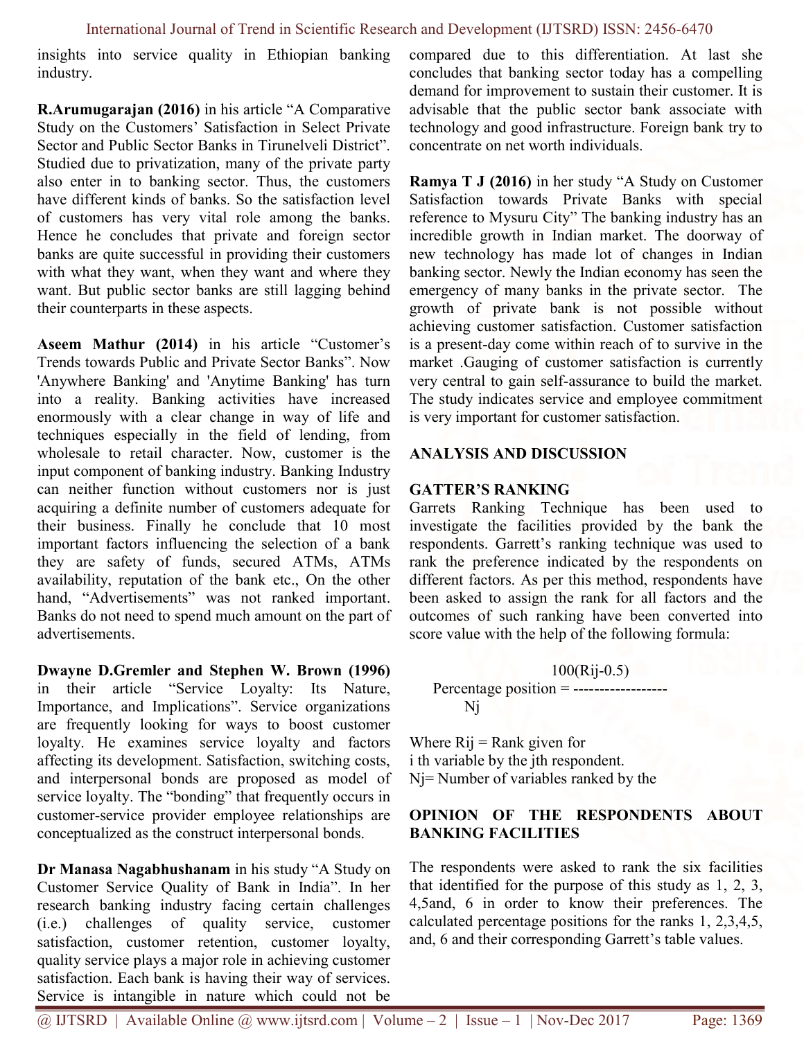insights into service quality in Ethiopian banking industry.

**R.Arumugarajan (2016)** in his article "A Comparative Study on the Customers' Satisfaction in Select Private Sector and Public Sector Banks in Tirunelveli District". Studied due to privatization, many of the private party also enter in to banking sector. Thus, the customers have different kinds of banks. So the satisfaction level of customers has very vital role among the banks. Hence he concludes that private and foreign sector banks are quite successful in providing their customers with what they want, when they want and where they want. But public sector banks are still lagging behind their counterparts in these aspects.

**Aseem Mathur (2014)** in his article "Customer's Trends towards Public and Private Sector Banks". Now 'Anywhere Banking' and 'Anytime Banking' has turn into a reality. Banking activities have increased enormously with a clear change in way of life and techniques especially in the field of lending, from wholesale to retail character. Now, customer is the input component of banking industry. Banking Industry can neither function without customers nor is just acquiring a definite number of customers adequate for their business. Finally he conclude that 10 most important factors influencing the selection of a bank they are safety of funds, secured ATMs, ATMs availability, reputation of the bank etc., On the other hand, "Advertisements" was not ranked important. Banks do not need to spend much amount on the part of advertisements.

**Dwayne D.Gremler and Stephen W. Brown (1996)** in their article "Service Loyalty: Its Nature, Importance, and Implications". Service organizations are frequently looking for ways to boost customer loyalty. He examines service loyalty and factors affecting its development. Satisfaction, switching costs, and interpersonal bonds are proposed as model of service loyalty. The "bonding" that frequently occurs in customer-service provider employee relationships are conceptualized as the construct interpersonal bonds.

**Dr Manasa Nagabhushanam** in his study "A Study on Customer Service Quality of Bank in India". In her research banking industry facing certain challenges (i.e.) challenges of quality service, customer satisfaction, customer retention, customer loyalty, quality service plays a major role in achieving customer satisfaction. Each bank is having their way of services. Service is intangible in nature which could not be compared due to this differentiation. At last she concludes that banking sector today has a compelling demand for improvement to sustain their customer. It is advisable that the public sector bank associate with technology and good infrastructure. Foreign bank try to concentrate on net worth individuals.

**Ramya T J (2016)** in her study "A Study on Customer Satisfaction towards Private Banks with special reference to Mysuru City" The banking industry has an incredible growth in Indian market. The doorway of new technology has made lot of changes in Indian banking sector. Newly the Indian economy has seen the emergency of many banks in the private sector. The growth of private bank is not possible without achieving customer satisfaction. Customer satisfaction is a present-day come within reach of to survive in the market .Gauging of customer satisfaction is currently very central to gain self-assurance to build the market. The study indicates service and employee commitment is very important for customer satisfaction.

## ANALYSIS AND DISCUSSION

### GATTER'S RANKING

Garrets Ranking Technique has been used to investigate the facilities provided by the bank the respondents. Garrett's ranking technique was used to rank the preference indicated by the respondents on different factors. As per this method, respondents have been asked to assign the rank for all factors and the outcomes of such ranking have been converted into score value with the help of the following formula:

$$\text{Percentage position} = \frac{100(R_{ij}-0.5)}{N_j}$$

Where $R_{ij}$ = Rank given for i th variable by the jth respondent.
$N_j$= Number of variables ranked by the

### OPINION OF THE RESPONDENTS ABOUT BANKING FACILITIES

The respondents were asked to rank the six facilities that identified for the purpose of this study as 1, 2, 3, 4,5and, 6 in order to know their preferences. The calculated percentage positions for the ranks 1, 2,3,4,5, and, 6 and their corresponding Garrett's table values.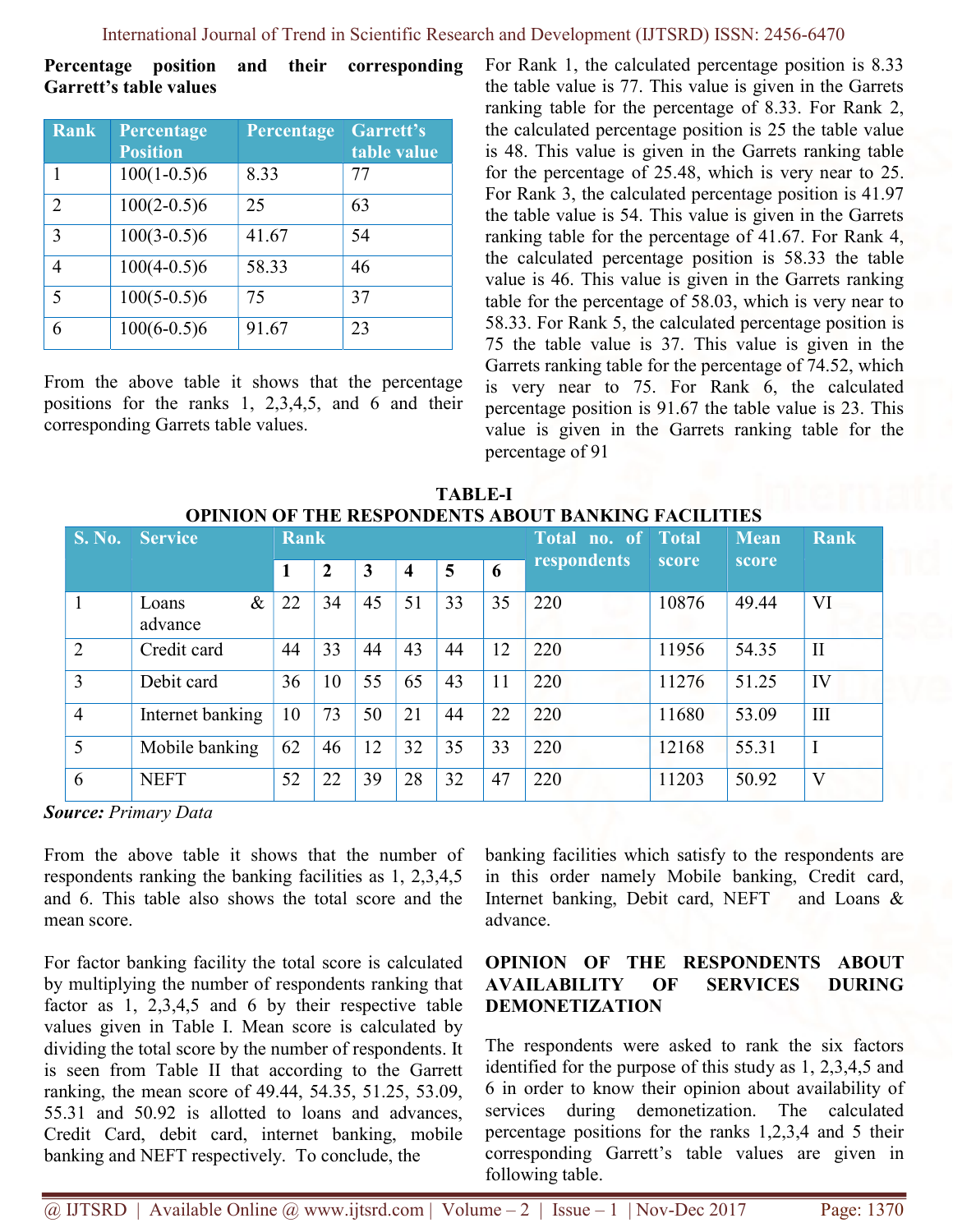**Percentage position and their corresponding Garrett's table values**

| Rank | Percentage Position | Percentage | Garrett's table value |
|---|---|---|---|
| 1 | 100(1-0.5)6 | 8.33 | 77 |
| 2 | 100(2-0.5)6 | 25 | 63 |
| 3 | 100(3-0.5)6 | 41.67 | 54 |
| 4 | 100(4-0.5)6 | 58.33 | 46 |
| 5 | 100(5-0.5)6 | 75 | 37 |
| 6 | 100(6-0.5)6 | 91.67 | 23 |

From the above table it shows that the percentage positions for the ranks 1, 2,3,4,5, and 6 and their corresponding Garrets table values.

For Rank 1, the calculated percentage position is 8.33 the table value is 77. This value is given in the Garrets ranking table for the percentage of 8.33. For Rank 2, the calculated percentage position is 25 the table value is 48. This value is given in the Garrets ranking table for the percentage of 25.48, which is very near to 25. For Rank 3, the calculated percentage position is 41.97 the table value is 54. This value is given in the Garrets ranking table for the percentage of 41.67. For Rank 4, the calculated percentage position is 58.33 the table value is 46. This value is given in the Garrets ranking table for the percentage of 58.03, which is very near to 58.33. For Rank 5, the calculated percentage position is 75 the table value is 37. This value is given in the Garrets ranking table for the percentage of 74.52, which is very near to 75. For Rank 6, the calculated percentage position is 91.67 the table value is 23. This value is given in the Garrets ranking table for the percentage of 91

**TABLE-I**
**OPINION OF THE RESPONDENTS ABOUT BANKING FACILITIES**

| S. No. | Service | Rank | | | | | | Total no. of respondents | Total score | Mean score | Rank |
|---|---|---|---|---|---|---|---|---|---|---|---|
| | | 1 | 2 | 3 | 4 | 5 | 6 | | | | |
| 1 | Loans & advance | 22 | 34 | 45 | 51 | 33 | 35 | 220 | 10876 | 49.44 | VI |
| 2 | Credit card | 44 | 33 | 44 | 43 | 44 | 12 | 220 | 11956 | 54.35 | II |
| 3 | Debit card | 36 | 10 | 55 | 65 | 43 | 11 | 220 | 11276 | 51.25 | IV |
| 4 | Internet banking | 10 | 73 | 50 | 21 | 44 | 22 | 220 | 11680 | 53.09 | III |
| 5 | Mobile banking | 62 | 46 | 12 | 32 | 35 | 33 | 220 | 12168 | 55.31 | I |
| 6 | NEFT | 52 | 22 | 39 | 28 | 32 | 47 | 220 | 11203 | 50.92 | V |

***Source:*** *Primary Data*

From the above table it shows that the number of respondents ranking the banking facilities as 1, 2,3,4,5 and 6. This table also shows the total score and the mean score.

For factor banking facility the total score is calculated by multiplying the number of respondents ranking that factor as 1, 2,3,4,5 and 6 by their respective table values given in Table I. Mean score is calculated by dividing the total score by the number of respondents. It is seen from Table II that according to the Garrett ranking, the mean score of 49.44, 54.35, 51.25, 53.09, 55.31 and 50.92 is allotted to loans and advances, Credit Card, debit card, internet banking, mobile banking and NEFT respectively. To conclude, the banking facilities which satisfy to the respondents are in this order namely Mobile banking, Credit card, Internet banking, Debit card, NEFT and Loans & advance.

**OPINION OF THE RESPONDENTS ABOUT AVAILABILITY OF SERVICES DURING DEMONETIZATION**

The respondents were asked to rank the six factors identified for the purpose of this study as 1, 2,3,4,5 and 6 in order to know their opinion about availability of services during demonetization. The calculated percentage positions for the ranks 1,2,3,4 and 5 their corresponding Garrett's table values are given in following table.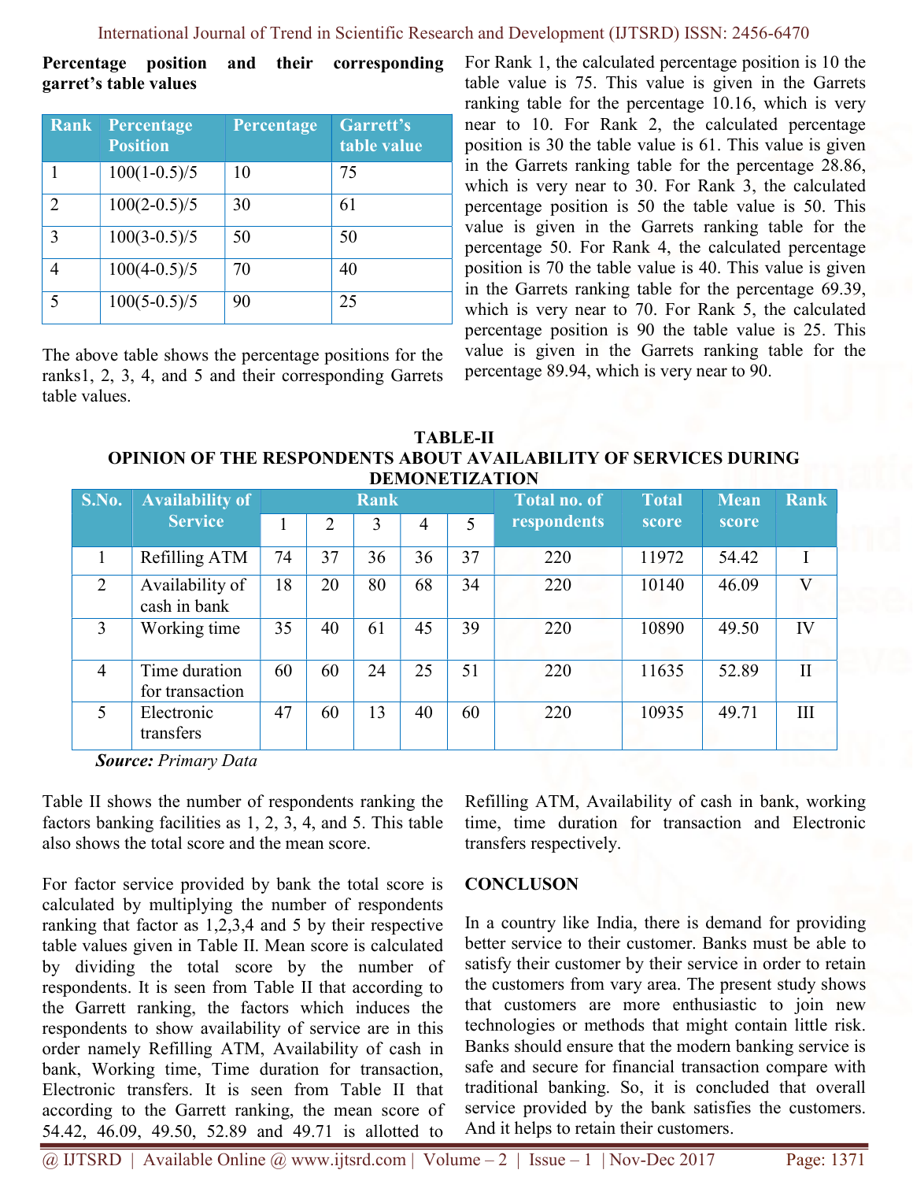**Percentage position and their corresponding garret's table values**

| Rank | Percentage Position | Percentage | Garrett's table value |
|---|---|---|---|
| 1 | 100(1-0.5)/5 | 10 | 75 |
| 2 | 100(2-0.5)/5 | 30 | 61 |
| 3 | 100(3-0.5)/5 | 50 | 50 |
| 4 | 100(4-0.5)/5 | 70 | 40 |
| 5 | 100(5-0.5)/5 | 90 | 25 |

The above table shows the percentage positions for the ranks1, 2, 3, 4, and 5 and their corresponding Garrets table values.

For Rank 1, the calculated percentage position is 10 the table value is 75. This value is given in the Garrets ranking table for the percentage 10.16, which is very near to 10. For Rank 2, the calculated percentage position is 30 the table value is 61. This value is given in the Garrets ranking table for the percentage 28.86, which is very near to 30. For Rank 3, the calculated percentage position is 50 the table value is 50. This value is given in the Garrets ranking table for the percentage 50. For Rank 4, the calculated percentage position is 70 the table value is 40. This value is given in the Garrets ranking table for the percentage 69.39, which is very near to 70. For Rank 5, the calculated percentage position is 90 the table value is 25. This value is given in the Garrets ranking table for the percentage 89.94, which is very near to 90.

**TABLE-II**
**OPINION OF THE RESPONDENTS ABOUT AVAILABILITY OF SERVICES DURING DEMONETIZATION**

| S.No. | Availability of Service | Rank | | | | | Total no. of respondents | Total score | Mean score | Rank |
|---|---|---|---|---|---|---|---|---|---|---|
| | | 1 | 2 | 3 | 4 | 5 | | | | |
| 1 | Refilling ATM | 74 | 37 | 36 | 36 | 37 | 220 | 11972 | 54.42 | I |
| 2 | Availability of cash in bank | 18 | 20 | 80 | 68 | 34 | 220 | 10140 | 46.09 | V |
| 3 | Working time | 35 | 40 | 61 | 45 | 39 | 220 | 10890 | 49.50 | IV |
| 4 | Time duration for transaction | 60 | 60 | 24 | 25 | 51 | 220 | 11635 | 52.89 | II |
| 5 | Electronic transfers | 47 | 60 | 13 | 40 | 60 | 220 | 10935 | 49.71 | III |

***Source:*** *Primary Data*

Table II shows the number of respondents ranking the factors banking facilities as 1, 2, 3, 4, and 5. This table also shows the total score and the mean score.

For factor service provided by bank the total score is calculated by multiplying the number of respondents ranking that factor as 1,2,3,4 and 5 by their respective table values given in Table II. Mean score is calculated by dividing the total score by the number of respondents. It is seen from Table II that according to the Garrett ranking, the factors which induces the respondents to show availability of service are in this order namely Refilling ATM, Availability of cash in bank, Working time, Time duration for transaction, Electronic transfers. It is seen from Table II that according to the Garrett ranking, the mean score of 54.42, 46.09, 49.50, 52.89 and 49.71 is allotted to Refilling ATM, Availability of cash in bank, working time, time duration for transaction and Electronic transfers respectively.

**CONCLUSON**

In a country like India, there is demand for providing better service to their customer. Banks must be able to satisfy their customer by their service in order to retain the customers from vary area. The present study shows that customers are more enthusiastic to join new technologies or methods that might contain little risk. Banks should ensure that the modern banking service is safe and secure for financial transaction compare with traditional banking. So, it is concluded that overall service provided by the bank satisfies the customers. And it helps to retain their customers.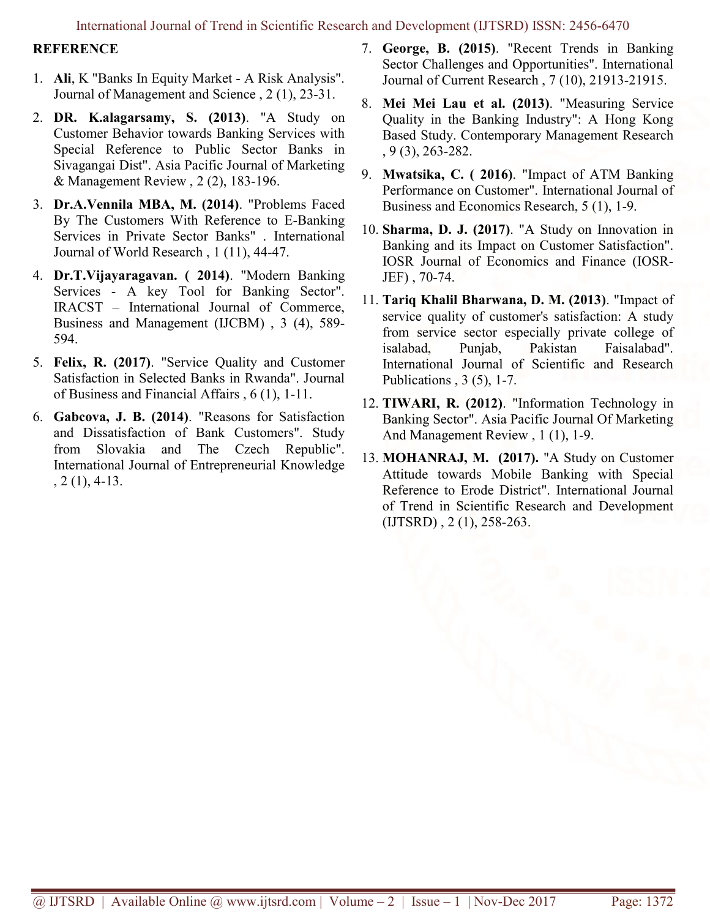## REFERENCE

1. **Ali**, K "Banks In Equity Market - A Risk Analysis". Journal of Management and Science , 2 (1), 23-31.
2. **DR. K.alagarsamy, S. (2013)**. "A Study on Customer Behavior towards Banking Services with Special Reference to Public Sector Banks in Sivagangai Dist". Asia Pacific Journal of Marketing & Management Review , 2 (2), 183-196.
3. **Dr.A.Vennila MBA, M. (2014)**. "Problems Faced By The Customers With Reference to E-Banking Services in Private Sector Banks" . International Journal of World Research , 1 (11), 44-47.
4. **Dr.T.Vijayaragavan. ( 2014)**. "Modern Banking Services - A key Tool for Banking Sector". IRACST – International Journal of Commerce, Business and Management (IJCBM) , 3 (4), 589-594.
5. **Felix, R. (2017)**. "Service Quality and Customer Satisfaction in Selected Banks in Rwanda". Journal of Business and Financial Affairs , 6 (1), 1-11.
6. **Gabcova, J. B. (2014)**. "Reasons for Satisfaction and Dissatisfaction of Bank Customers". Study from Slovakia and The Czech Republic". International Journal of Entrepreneurial Knowledge , 2 (1), 4-13.
7. **George, B. (2015)**. "Recent Trends in Banking Sector Challenges and Opportunities". International Journal of Current Research , 7 (10), 21913-21915.
8. **Mei Mei Lau et al. (2013)**. "Measuring Service Quality in the Banking Industry": A Hong Kong Based Study. Contemporary Management Research , 9 (3), 263-282.
9. **Mwatsika, C. ( 2016)**. "Impact of ATM Banking Performance on Customer". International Journal of Business and Economics Research, 5 (1), 1-9.
10. **Sharma, D. J. (2017)**. "A Study on Innovation in Banking and its Impact on Customer Satisfaction". IOSR Journal of Economics and Finance (IOSR-JEF) , 70-74.
11. **Tariq Khalil Bharwana, D. M. (2013)**. "Impact of service quality of customer's satisfaction: A study from service sector especially private college of isalabad, Punjab, Pakistan Faisalabad". International Journal of Scientific and Research Publications , 3 (5), 1-7.
12. **TIWARI, R. (2012)**. "Information Technology in Banking Sector". Asia Pacific Journal Of Marketing And Management Review , 1 (1), 1-9.
13. **MOHANRAJ, M. (2017).** "A Study on Customer Attitude towards Mobile Banking with Special Reference to Erode District". International Journal of Trend in Scientific Research and Development (IJTSRD) , 2 (1), 258-263.